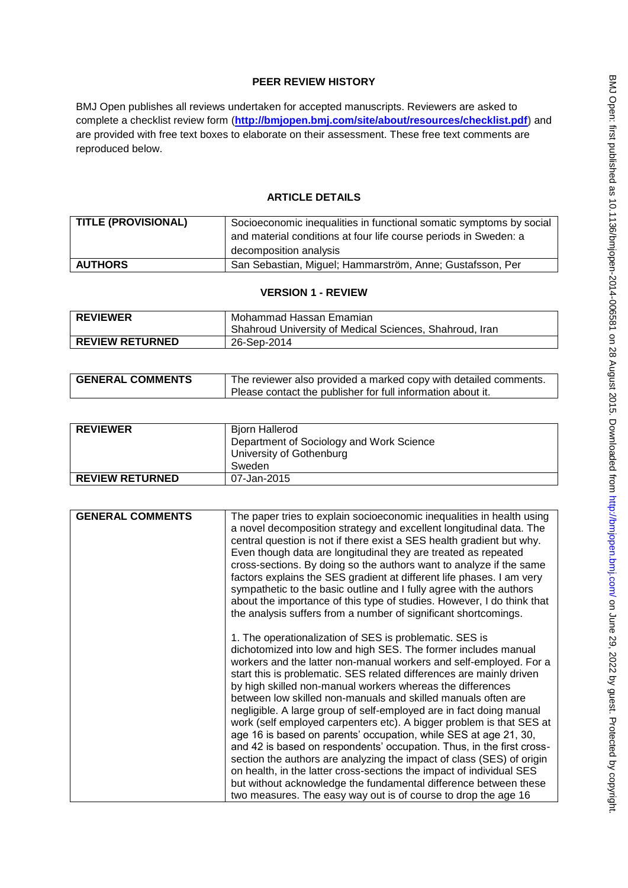# PEER REVIEW HISTORY

BMJ Open publishes all reviews undertaken for accepted manuscripts. Reviewers are asked to complete a checklist review form (**http://bmjopen.bmj.com/site/about/resources/checklist.pdf**) and are provided with free text boxes to elaborate on their assessment. These free text comments are reproduced below.

## ARTICLE DETAILS

| | |
|---|---|
| **TITLE (PROVISIONAL)** | Socioeconomic inequalities in functional somatic symptoms by social and material conditions at four life course periods in Sweden: a decomposition analysis |
| **AUTHORS** | San Sebastian, Miguel; Hammarström, Anne; Gustafsson, Per |

## VERSION 1 - REVIEW

| | |
|---|---|
| **REVIEWER** | Mohammad Hassan Emamian<br>Shahroud University of Medical Sciences, Shahroud, Iran |
| **REVIEW RETURNED** | 26-Sep-2014 |

| | |
|---|---|
| **GENERAL COMMENTS** | The reviewer also provided a marked copy with detailed comments. Please contact the publisher for full information about it. |

| | |
|---|---|
| **REVIEWER** | Bjorn Hallerod<br>Department of Sociology and Work Science<br>University of Gothenburg<br>Sweden |
| **REVIEW RETURNED** | 07-Jan-2015 |

| | |
|---|---|
| **GENERAL COMMENTS** | The paper tries to explain socioeconomic inequalities in health using a novel decomposition strategy and excellent longitudinal data. The central question is not if there exist a SES health gradient but why. Even though data are longitudinal they are treated as repeated cross-sections. By doing so the authors want to analyze if the same factors explains the SES gradient at different life phases. I am very sympathetic to the basic outline and I fully agree with the authors about the importance of this type of studies. However, I do think that the analysis suffers from a number of significant shortcomings.<br><br>1. The operationalization of SES is problematic. SES is dichotomized into low and high SES. The former includes manual workers and the latter non-manual workers and self-employed. For a start this is problematic. SES related differences are mainly driven by high skilled non-manual workers whereas the differences between low skilled non-manuals and skilled manuals often are negligible. A large group of self-employed are in fact doing manual work (self employed carpenters etc). A bigger problem is that SES at age 16 is based on parents' occupation, while SES at age 21, 30, and 42 is based on respondents' occupation. Thus, in the first cross-section the authors are analyzing the impact of class (SES) of origin on health, in the latter cross-sections the impact of individual SES but without acknowledge the fundamental difference between these two measures. The easy way out is of course to drop the age 16 |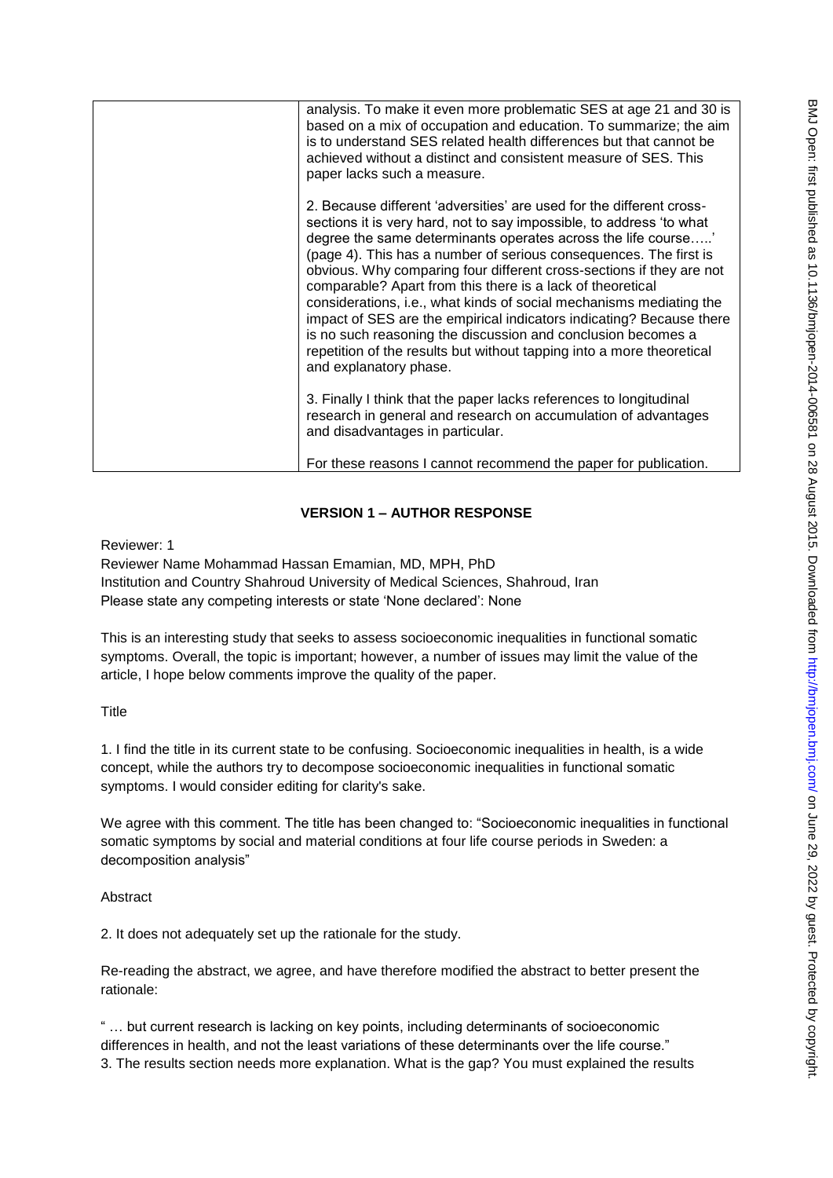| | analysis. To make it even more problematic SES at age 21 and 30 is based on a mix of occupation and education. To summarize; the aim is to understand SES related health differences but that cannot be achieved without a distinct and consistent measure of SES. This paper lacks such a measure.<br><br>2. Because different 'adversities' are used for the different cross-sections it is very hard, not to say impossible, to address 'to what degree the same determinants operates across the life course…..' (page 4). This has a number of serious consequences. The first is obvious. Why comparing four different cross-sections if they are not comparable? Apart from this there is a lack of theoretical considerations, i.e., what kinds of social mechanisms mediating the impact of SES are the empirical indicators indicating? Because there is no such reasoning the discussion and conclusion becomes a repetition of the results but without tapping into a more theoretical and explanatory phase.<br><br>3. Finally I think that the paper lacks references to longitudinal research in general and research on accumulation of advantages and disadvantages in particular.<br><br>For these reasons I cannot recommend the paper for publication. |
|---|---|

## VERSION 1 – AUTHOR RESPONSE

Reviewer: 1
Reviewer Name Mohammad Hassan Emamian, MD, MPH, PhD
Institution and Country Shahroud University of Medical Sciences, Shahroud, Iran
Please state any competing interests or state 'None declared': None

This is an interesting study that seeks to assess socioeconomic inequalities in functional somatic symptoms. Overall, the topic is important; however, a number of issues may limit the value of the article, I hope below comments improve the quality of the paper.

Title

1. I find the title in its current state to be confusing. Socioeconomic inequalities in health, is a wide concept, while the authors try to decompose socioeconomic inequalities in functional somatic symptoms. I would consider editing for clarity's sake.

We agree with this comment. The title has been changed to: "Socioeconomic inequalities in functional somatic symptoms by social and material conditions at four life course periods in Sweden: a decomposition analysis"

Abstract

2. It does not adequately set up the rationale for the study.

Re-reading the abstract, we agree, and have therefore modified the abstract to better present the rationale:

" … but current research is lacking on key points, including determinants of socioeconomic differences in health, and not the least variations of these determinants over the life course."

3. The results section needs more explanation. What is the gap? You must explained the results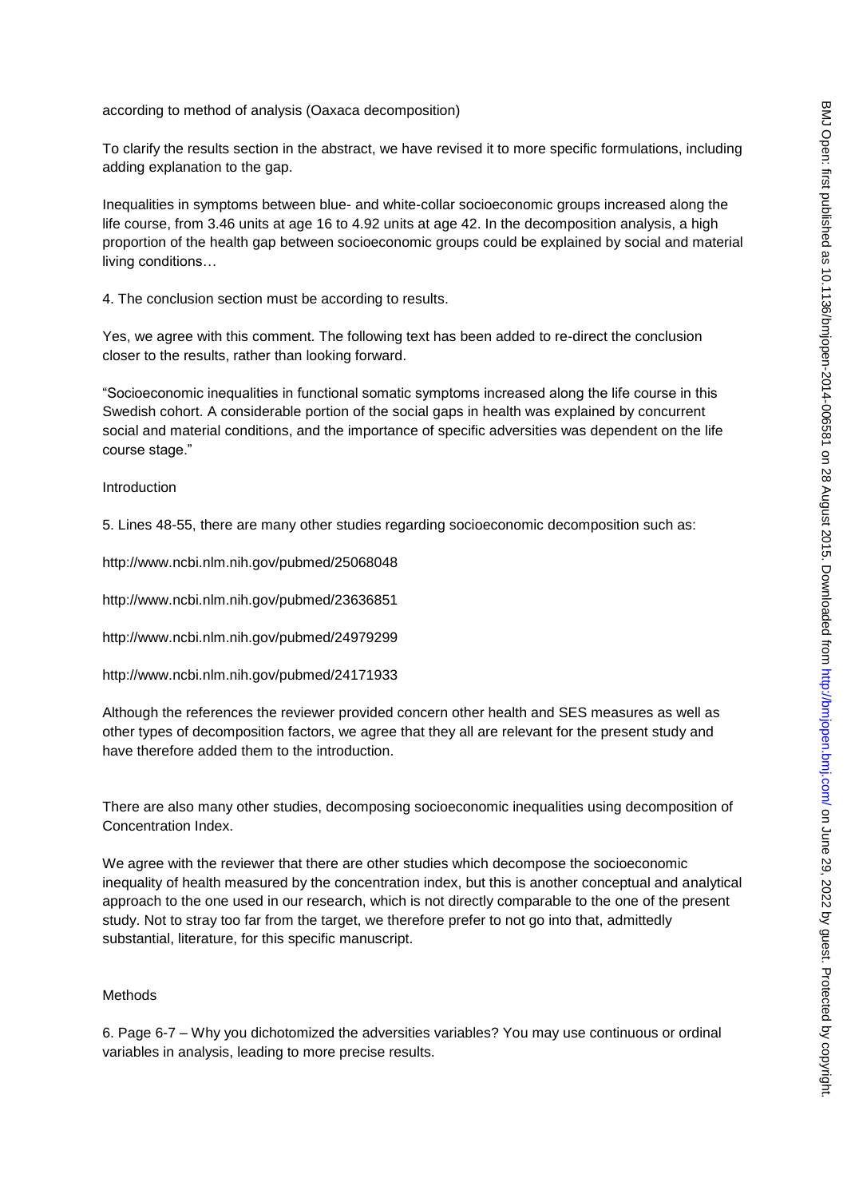according to method of analysis (Oaxaca decomposition)

To clarify the results section in the abstract, we have revised it to more specific formulations, including adding explanation to the gap.

Inequalities in symptoms between blue- and white-collar socioeconomic groups increased along the life course, from 3.46 units at age 16 to 4.92 units at age 42. In the decomposition analysis, a high proportion of the health gap between socioeconomic groups could be explained by social and material living conditions…

4. The conclusion section must be according to results.

Yes, we agree with this comment. The following text has been added to re-direct the conclusion closer to the results, rather than looking forward.

"Socioeconomic inequalities in functional somatic symptoms increased along the life course in this Swedish cohort. A considerable portion of the social gaps in health was explained by concurrent social and material conditions, and the importance of specific adversities was dependent on the life course stage."

Introduction

5. Lines 48-55, there are many other studies regarding socioeconomic decomposition such as:

http://www.ncbi.nlm.nih.gov/pubmed/25068048

http://www.ncbi.nlm.nih.gov/pubmed/23636851

http://www.ncbi.nlm.nih.gov/pubmed/24979299

http://www.ncbi.nlm.nih.gov/pubmed/24171933

Although the references the reviewer provided concern other health and SES measures as well as other types of decomposition factors, we agree that they all are relevant for the present study and have therefore added them to the introduction.

There are also many other studies, decomposing socioeconomic inequalities using decomposition of Concentration Index.

We agree with the reviewer that there are other studies which decompose the socioeconomic inequality of health measured by the concentration index, but this is another conceptual and analytical approach to the one used in our research, which is not directly comparable to the one of the present study. Not to stray too far from the target, we therefore prefer to not go into that, admittedly substantial, literature, for this specific manuscript.

Methods

6. Page 6-7 – Why you dichotomized the adversities variables? You may use continuous or ordinal variables in analysis, leading to more precise results.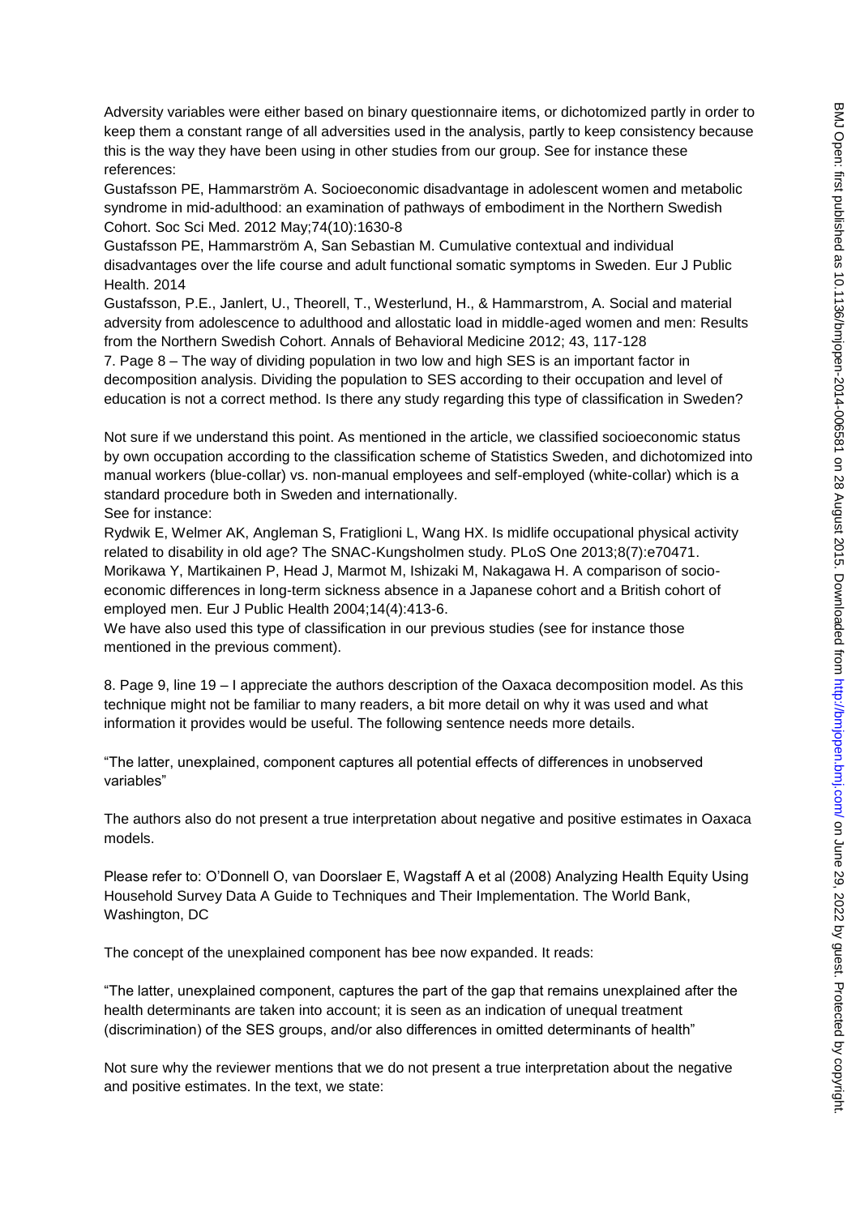Adversity variables were either based on binary questionnaire items, or dichotomized partly in order to keep them a constant range of all adversities used in the analysis, partly to keep consistency because this is the way they have been using in other studies from our group. See for instance these references:

Gustafsson PE, Hammarström A. Socioeconomic disadvantage in adolescent women and metabolic syndrome in mid-adulthood: an examination of pathways of embodiment in the Northern Swedish Cohort. Soc Sci Med. 2012 May;74(10):1630-8

Gustafsson PE, Hammarström A, San Sebastian M. Cumulative contextual and individual disadvantages over the life course and adult functional somatic symptoms in Sweden. Eur J Public Health. 2014

Gustafsson, P.E., Janlert, U., Theorell, T., Westerlund, H., & Hammarstrom, A. Social and material adversity from adolescence to adulthood and allostatic load in middle-aged women and men: Results from the Northern Swedish Cohort. Annals of Behavioral Medicine 2012; 43, 117-128

7. Page 8 – The way of dividing population in two low and high SES is an important factor in decomposition analysis. Dividing the population to SES according to their occupation and level of education is not a correct method. Is there any study regarding this type of classification in Sweden?

Not sure if we understand this point. As mentioned in the article, we classified socioeconomic status by own occupation according to the classification scheme of Statistics Sweden, and dichotomized into manual workers (blue-collar) vs. non-manual employees and self-employed (white-collar) which is a standard procedure both in Sweden and internationally.

See for instance:

Rydwik E, Welmer AK, Angleman S, Fratiglioni L, Wang HX. Is midlife occupational physical activity related to disability in old age? The SNAC-Kungsholmen study. PLoS One 2013;8(7):e70471.

Morikawa Y, Martikainen P, Head J, Marmot M, Ishizaki M, Nakagawa H. A comparison of socio-economic differences in long-term sickness absence in a Japanese cohort and a British cohort of employed men. Eur J Public Health 2004;14(4):413-6.

We have also used this type of classification in our previous studies (see for instance those mentioned in the previous comment).

8. Page 9, line 19 – I appreciate the authors description of the Oaxaca decomposition model. As this technique might not be familiar to many readers, a bit more detail on why it was used and what information it provides would be useful. The following sentence needs more details.

"The latter, unexplained, component captures all potential effects of differences in unobserved variables"

The authors also do not present a true interpretation about negative and positive estimates in Oaxaca models.

Please refer to: O'Donnell O, van Doorslaer E, Wagstaff A et al (2008) Analyzing Health Equity Using Household Survey Data A Guide to Techniques and Their Implementation. The World Bank, Washington, DC

The concept of the unexplained component has bee now expanded. It reads:

"The latter, unexplained component, captures the part of the gap that remains unexplained after the health determinants are taken into account; it is seen as an indication of unequal treatment (discrimination) of the SES groups, and/or also differences in omitted determinants of health"

Not sure why the reviewer mentions that we do not present a true interpretation about the negative and positive estimates. In the text, we state: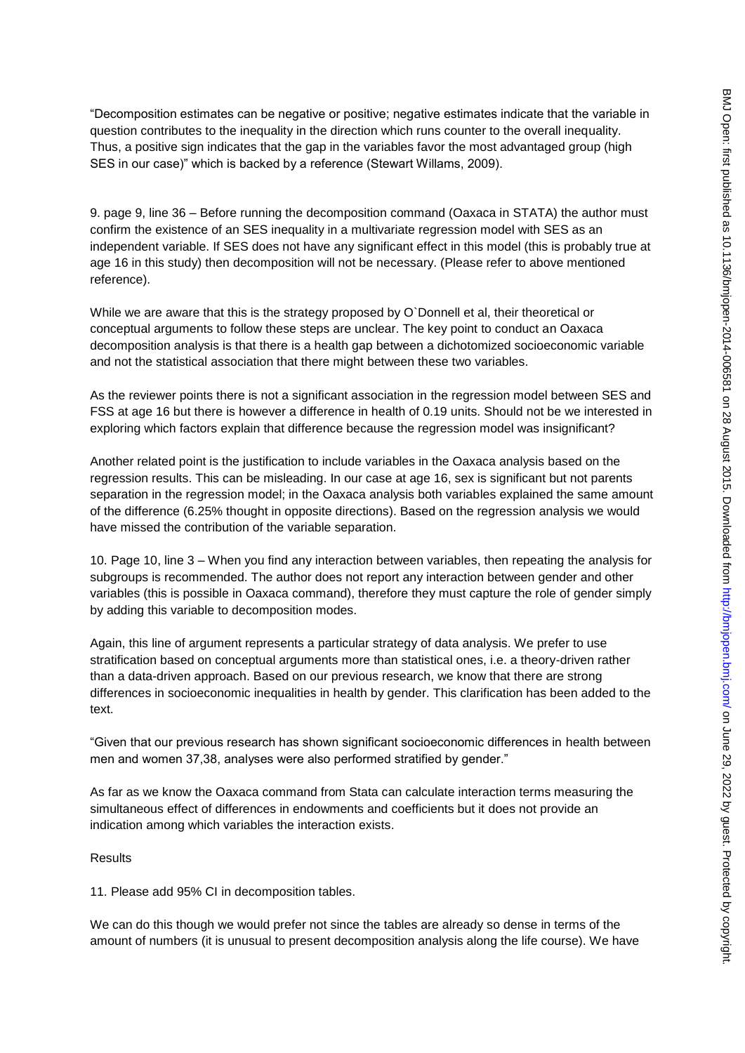"Decomposition estimates can be negative or positive; negative estimates indicate that the variable in question contributes to the inequality in the direction which runs counter to the overall inequality. Thus, a positive sign indicates that the gap in the variables favor the most advantaged group (high SES in our case)" which is backed by a reference (Stewart Willams, 2009).

9. page 9, line 36 – Before running the decomposition command (Oaxaca in STATA) the author must confirm the existence of an SES inequality in a multivariate regression model with SES as an independent variable. If SES does not have any significant effect in this model (this is probably true at age 16 in this study) then decomposition will not be necessary. (Please refer to above mentioned reference).

While we are aware that this is the strategy proposed by O`Donnell et al, their theoretical or conceptual arguments to follow these steps are unclear. The key point to conduct an Oaxaca decomposition analysis is that there is a health gap between a dichotomized socioeconomic variable and not the statistical association that there might between these two variables.

As the reviewer points there is not a significant association in the regression model between SES and FSS at age 16 but there is however a difference in health of 0.19 units. Should not be we interested in exploring which factors explain that difference because the regression model was insignificant?

Another related point is the justification to include variables in the Oaxaca analysis based on the regression results. This can be misleading. In our case at age 16, sex is significant but not parents separation in the regression model; in the Oaxaca analysis both variables explained the same amount of the difference (6.25% thought in opposite directions). Based on the regression analysis we would have missed the contribution of the variable separation.

10. Page 10, line 3 – When you find any interaction between variables, then repeating the analysis for subgroups is recommended. The author does not report any interaction between gender and other variables (this is possible in Oaxaca command), therefore they must capture the role of gender simply by adding this variable to decomposition modes.

Again, this line of argument represents a particular strategy of data analysis. We prefer to use stratification based on conceptual arguments more than statistical ones, i.e. a theory-driven rather than a data-driven approach. Based on our previous research, we know that there are strong differences in socioeconomic inequalities in health by gender. This clarification has been added to the text.

"Given that our previous research has shown significant socioeconomic differences in health between men and women 37,38, analyses were also performed stratified by gender."

As far as we know the Oaxaca command from Stata can calculate interaction terms measuring the simultaneous effect of differences in endowments and coefficients but it does not provide an indication among which variables the interaction exists.

Results

11. Please add 95% CI in decomposition tables.

We can do this though we would prefer not since the tables are already so dense in terms of the amount of numbers (it is unusual to present decomposition analysis along the life course). We have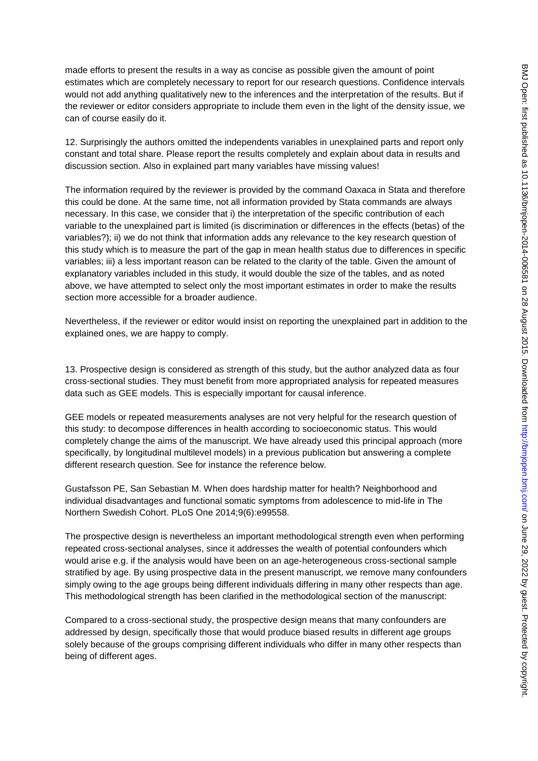made efforts to present the results in a way as concise as possible given the amount of point estimates which are completely necessary to report for our research questions. Confidence intervals would not add anything qualitatively new to the inferences and the interpretation of the results. But if the reviewer or editor considers appropriate to include them even in the light of the density issue, we can of course easily do it.

12. Surprisingly the authors omitted the independents variables in unexplained parts and report only constant and total share. Please report the results completely and explain about data in results and discussion section. Also in explained part many variables have missing values!

The information required by the reviewer is provided by the command Oaxaca in Stata and therefore this could be done. At the same time, not all information provided by Stata commands are always necessary. In this case, we consider that i) the interpretation of the specific contribution of each variable to the unexplained part is limited (is discrimination or differences in the effects (betas) of the variables?); ii) we do not think that information adds any relevance to the key research question of this study which is to measure the part of the gap in mean health status due to differences in specific variables; iii) a less important reason can be related to the clarity of the table. Given the amount of explanatory variables included in this study, it would double the size of the tables, and as noted above, we have attempted to select only the most important estimates in order to make the results section more accessible for a broader audience.

Nevertheless, if the reviewer or editor would insist on reporting the unexplained part in addition to the explained ones, we are happy to comply.

13. Prospective design is considered as strength of this study, but the author analyzed data as four cross-sectional studies. They must benefit from more appropriated analysis for repeated measures data such as GEE models. This is especially important for causal inference.

GEE models or repeated measurements analyses are not very helpful for the research question of this study: to decompose differences in health according to socioeconomic status. This would completely change the aims of the manuscript. We have already used this principal approach (more specifically, by longitudinal multilevel models) in a previous publication but answering a complete different research question. See for instance the reference below.

Gustafsson PE, San Sebastian M. When does hardship matter for health? Neighborhood and individual disadvantages and functional somatic symptoms from adolescence to mid-life in The Northern Swedish Cohort. PLoS One 2014;9(6):e99558.

The prospective design is nevertheless an important methodological strength even when performing repeated cross-sectional analyses, since it addresses the wealth of potential confounders which would arise e.g. if the analysis would have been on an age-heterogeneous cross-sectional sample stratified by age. By using prospective data in the present manuscript, we remove many confounders simply owing to the age groups being different individuals differing in many other respects than age. This methodological strength has been clarified in the methodological section of the manuscript:

Compared to a cross-sectional study, the prospective design means that many confounders are addressed by design, specifically those that would produce biased results in different age groups solely because of the groups comprising different individuals who differ in many other respects than being of different ages.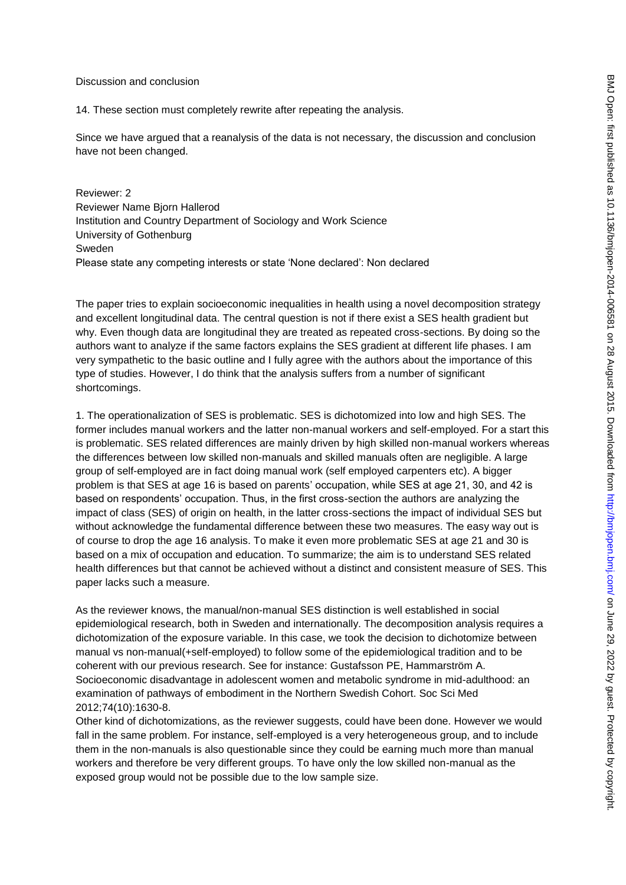Discussion and conclusion

14. These section must completely rewrite after repeating the analysis.

Since we have argued that a reanalysis of the data is not necessary, the discussion and conclusion have not been changed.

Reviewer: 2
Reviewer Name Bjorn Hallerod
Institution and Country Department of Sociology and Work Science
University of Gothenburg
Sweden
Please state any competing interests or state 'None declared': Non declared

The paper tries to explain socioeconomic inequalities in health using a novel decomposition strategy and excellent longitudinal data. The central question is not if there exist a SES health gradient but why. Even though data are longitudinal they are treated as repeated cross-sections. By doing so the authors want to analyze if the same factors explains the SES gradient at different life phases. I am very sympathetic to the basic outline and I fully agree with the authors about the importance of this type of studies. However, I do think that the analysis suffers from a number of significant shortcomings.

1. The operationalization of SES is problematic. SES is dichotomized into low and high SES. The former includes manual workers and the latter non-manual workers and self-employed. For a start this is problematic. SES related differences are mainly driven by high skilled non-manual workers whereas the differences between low skilled non-manuals and skilled manuals often are negligible. A large group of self-employed are in fact doing manual work (self employed carpenters etc). A bigger problem is that SES at age 16 is based on parents' occupation, while SES at age 21, 30, and 42 is based on respondents' occupation. Thus, in the first cross-section the authors are analyzing the impact of class (SES) of origin on health, in the latter cross-sections the impact of individual SES but without acknowledge the fundamental difference between these two measures. The easy way out is of course to drop the age 16 analysis. To make it even more problematic SES at age 21 and 30 is based on a mix of occupation and education. To summarize; the aim is to understand SES related health differences but that cannot be achieved without a distinct and consistent measure of SES. This paper lacks such a measure.

As the reviewer knows, the manual/non-manual SES distinction is well established in social epidemiological research, both in Sweden and internationally. The decomposition analysis requires a dichotomization of the exposure variable. In this case, we took the decision to dichotomize between manual vs non-manual(+self-employed) to follow some of the epidemiological tradition and to be coherent with our previous research. See for instance: Gustafsson PE, Hammarström A. Socioeconomic disadvantage in adolescent women and metabolic syndrome in mid-adulthood: an examination of pathways of embodiment in the Northern Swedish Cohort. Soc Sci Med 2012;74(10):1630-8.
Other kind of dichotomizations, as the reviewer suggests, could have been done. However we would fall in the same problem. For instance, self-employed is a very heterogeneous group, and to include them in the non-manuals is also questionable since they could be earning much more than manual workers and therefore be very different groups. To have only the low skilled non-manual as the exposed group would not be possible due to the low sample size.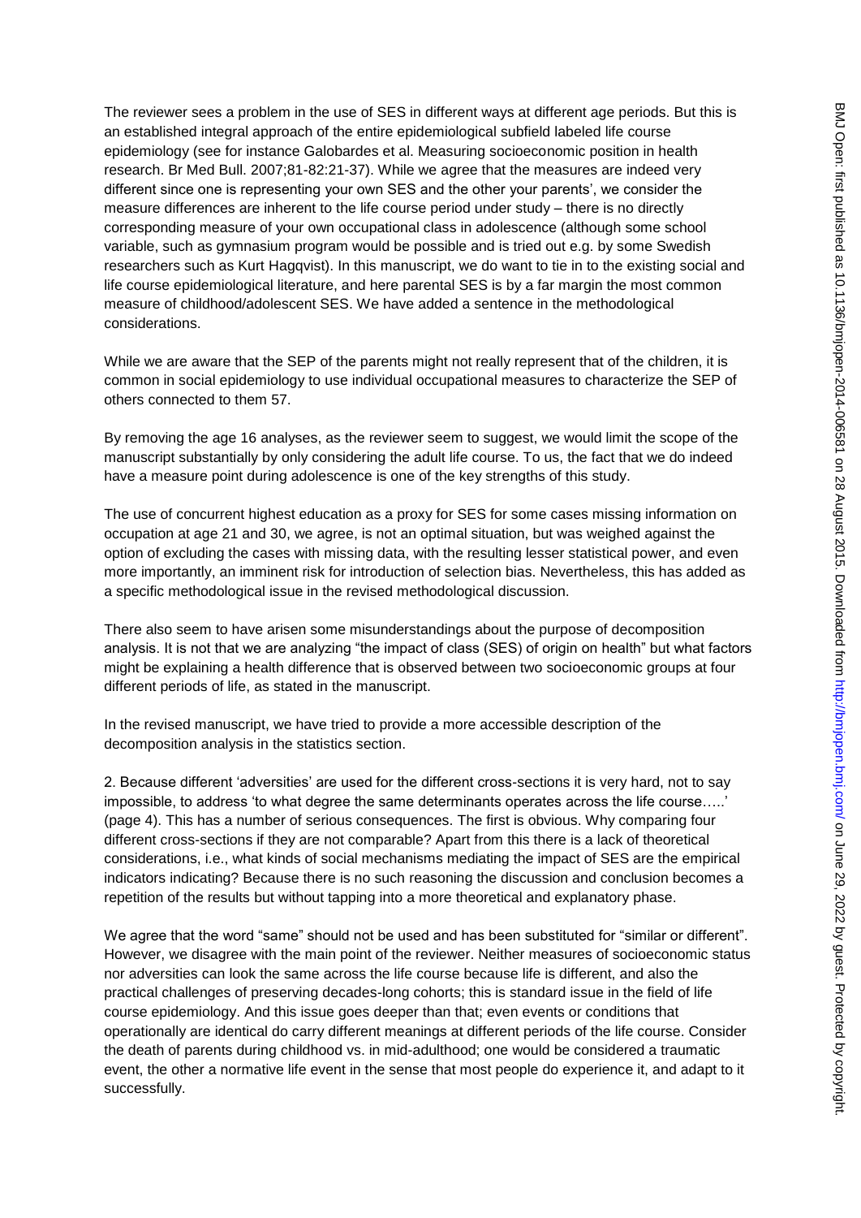The reviewer sees a problem in the use of SES in different ways at different age periods. But this is an established integral approach of the entire epidemiological subfield labeled life course epidemiology (see for instance Galobardes et al. Measuring socioeconomic position in health research. Br Med Bull. 2007;81-82:21-37). While we agree that the measures are indeed very different since one is representing your own SES and the other your parents', we consider the measure differences are inherent to the life course period under study – there is no directly corresponding measure of your own occupational class in adolescence (although some school variable, such as gymnasium program would be possible and is tried out e.g. by some Swedish researchers such as Kurt Hagqvist). In this manuscript, we do want to tie in to the existing social and life course epidemiological literature, and here parental SES is by a far margin the most common measure of childhood/adolescent SES. We have added a sentence in the methodological considerations.

While we are aware that the SEP of the parents might not really represent that of the children, it is common in social epidemiology to use individual occupational measures to characterize the SEP of others connected to them 57.

By removing the age 16 analyses, as the reviewer seem to suggest, we would limit the scope of the manuscript substantially by only considering the adult life course. To us, the fact that we do indeed have a measure point during adolescence is one of the key strengths of this study.

The use of concurrent highest education as a proxy for SES for some cases missing information on occupation at age 21 and 30, we agree, is not an optimal situation, but was weighed against the option of excluding the cases with missing data, with the resulting lesser statistical power, and even more importantly, an imminent risk for introduction of selection bias. Nevertheless, this has added as a specific methodological issue in the revised methodological discussion.

There also seem to have arisen some misunderstandings about the purpose of decomposition analysis. It is not that we are analyzing "the impact of class (SES) of origin on health" but what factors might be explaining a health difference that is observed between two socioeconomic groups at four different periods of life, as stated in the manuscript.

In the revised manuscript, we have tried to provide a more accessible description of the decomposition analysis in the statistics section.

2. Because different 'adversities' are used for the different cross-sections it is very hard, not to say impossible, to address 'to what degree the same determinants operates across the life course…..' (page 4). This has a number of serious consequences. The first is obvious. Why comparing four different cross-sections if they are not comparable? Apart from this there is a lack of theoretical considerations, i.e., what kinds of social mechanisms mediating the impact of SES are the empirical indicators indicating? Because there is no such reasoning the discussion and conclusion becomes a repetition of the results but without tapping into a more theoretical and explanatory phase.

We agree that the word "same" should not be used and has been substituted for "similar or different". However, we disagree with the main point of the reviewer. Neither measures of socioeconomic status nor adversities can look the same across the life course because life is different, and also the practical challenges of preserving decades-long cohorts; this is standard issue in the field of life course epidemiology. And this issue goes deeper than that; even events or conditions that operationally are identical do carry different meanings at different periods of the life course. Consider the death of parents during childhood vs. in mid-adulthood; one would be considered a traumatic event, the other a normative life event in the sense that most people do experience it, and adapt to it successfully.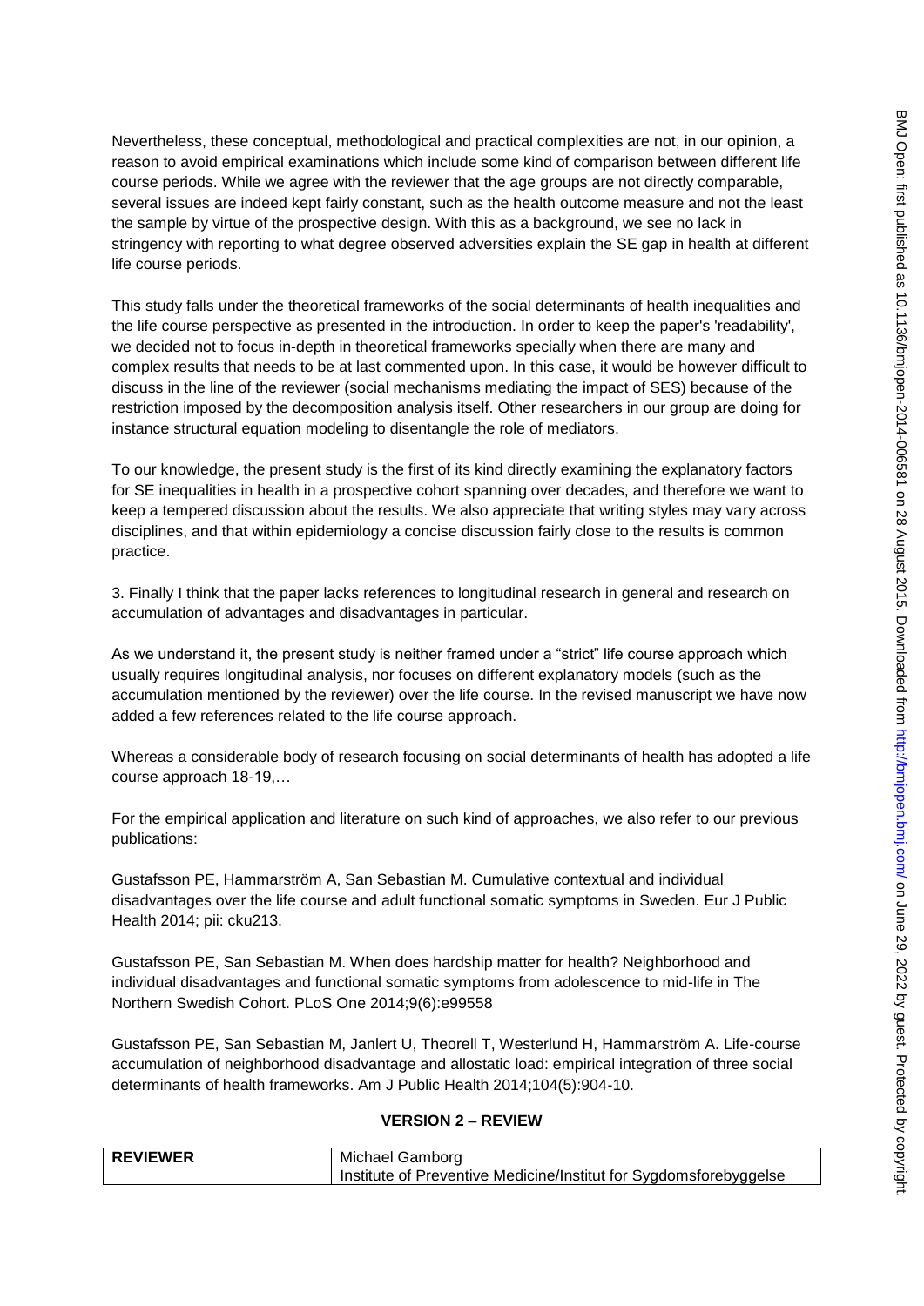Nevertheless, these conceptual, methodological and practical complexities are not, in our opinion, a reason to avoid empirical examinations which include some kind of comparison between different life course periods. While we agree with the reviewer that the age groups are not directly comparable, several issues are indeed kept fairly constant, such as the health outcome measure and not the least the sample by virtue of the prospective design. With this as a background, we see no lack in stringency with reporting to what degree observed adversities explain the SE gap in health at different life course periods.

This study falls under the theoretical frameworks of the social determinants of health inequalities and the life course perspective as presented in the introduction. In order to keep the paper's 'readability', we decided not to focus in-depth in theoretical frameworks specially when there are many and complex results that needs to be at last commented upon. In this case, it would be however difficult to discuss in the line of the reviewer (social mechanisms mediating the impact of SES) because of the restriction imposed by the decomposition analysis itself. Other researchers in our group are doing for instance structural equation modeling to disentangle the role of mediators.

To our knowledge, the present study is the first of its kind directly examining the explanatory factors for SE inequalities in health in a prospective cohort spanning over decades, and therefore we want to keep a tempered discussion about the results. We also appreciate that writing styles may vary across disciplines, and that within epidemiology a concise discussion fairly close to the results is common practice.

3. Finally I think that the paper lacks references to longitudinal research in general and research on accumulation of advantages and disadvantages in particular.

As we understand it, the present study is neither framed under a "strict" life course approach which usually requires longitudinal analysis, nor focuses on different explanatory models (such as the accumulation mentioned by the reviewer) over the life course. In the revised manuscript we have now added a few references related to the life course approach.

Whereas a considerable body of research focusing on social determinants of health has adopted a life course approach 18-19,…

For the empirical application and literature on such kind of approaches, we also refer to our previous publications:

Gustafsson PE, Hammarström A, San Sebastian M. Cumulative contextual and individual disadvantages over the life course and adult functional somatic symptoms in Sweden. Eur J Public Health 2014; pii: cku213.

Gustafsson PE, San Sebastian M. When does hardship matter for health? Neighborhood and individual disadvantages and functional somatic symptoms from adolescence to mid-life in The Northern Swedish Cohort. PLoS One 2014;9(6):e99558

Gustafsson PE, San Sebastian M, Janlert U, Theorell T, Westerlund H, Hammarström A. Life-course accumulation of neighborhood disadvantage and allostatic load: empirical integration of three social determinants of health frameworks. Am J Public Health 2014;104(5):904-10.

## VERSION 2 – REVIEW

| **REVIEWER** | Michael Gamborg<br>Institute of Preventive Medicine/Institut for Sygdomsforebyggelse |
|---|---|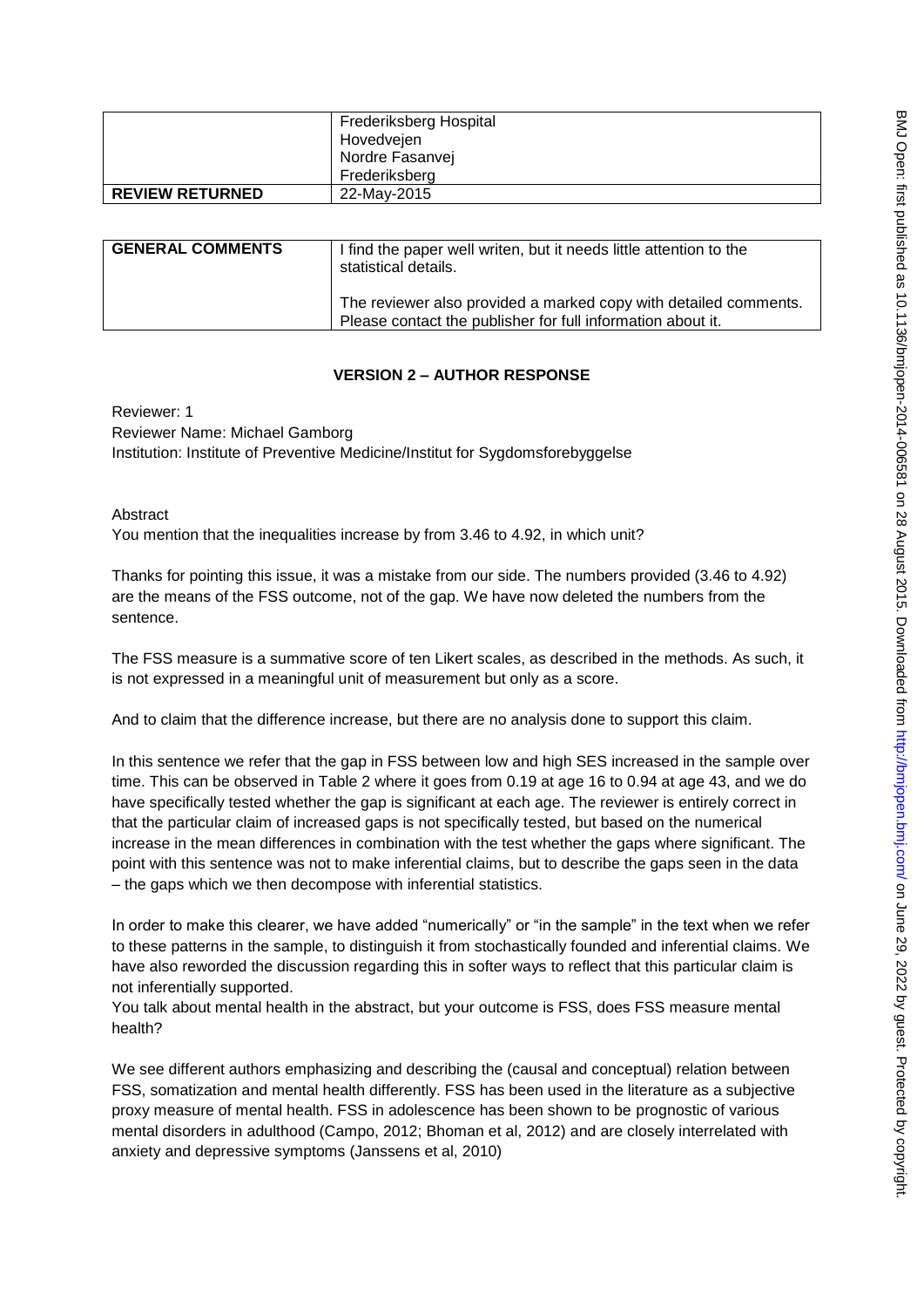| | Frederiksberg Hospital<br>Hovedvejen<br>Nordre Fasanvej<br>Frederiksberg |
|---|---|
| **REVIEW RETURNED** | 22-May-2015 |

| **GENERAL COMMENTS** | I find the paper well writen, but it needs little attention to the statistical details.<br><br>The reviewer also provided a marked copy with detailed comments. Please contact the publisher for full information about it. |
|---|---|

## VERSION 2 – AUTHOR RESPONSE

Reviewer: 1
Reviewer Name: Michael Gamborg
Institution: Institute of Preventive Medicine/Institut for Sygdomsforebyggelse

Abstract
You mention that the inequalities increase by from 3.46 to 4.92, in which unit?

Thanks for pointing this issue, it was a mistake from our side. The numbers provided (3.46 to 4.92) are the means of the FSS outcome, not of the gap. We have now deleted the numbers from the sentence.

The FSS measure is a summative score of ten Likert scales, as described in the methods. As such, it is not expressed in a meaningful unit of measurement but only as a score.

And to claim that the difference increase, but there are no analysis done to support this claim.

In this sentence we refer that the gap in FSS between low and high SES increased in the sample over time. This can be observed in Table 2 where it goes from 0.19 at age 16 to 0.94 at age 43, and we do have specifically tested whether the gap is significant at each age. The reviewer is entirely correct in that the particular claim of increased gaps is not specifically tested, but based on the numerical increase in the mean differences in combination with the test whether the gaps where significant. The point with this sentence was not to make inferential claims, but to describe the gaps seen in the data – the gaps which we then decompose with inferential statistics.

In order to make this clearer, we have added "numerically" or "in the sample" in the text when we refer to these patterns in the sample, to distinguish it from stochastically founded and inferential claims. We have also reworded the discussion regarding this in softer ways to reflect that this particular claim is not inferentially supported.
You talk about mental health in the abstract, but your outcome is FSS, does FSS measure mental health?

We see different authors emphasizing and describing the (causal and conceptual) relation between FSS, somatization and mental health differently. FSS has been used in the literature as a subjective proxy measure of mental health. FSS in adolescence has been shown to be prognostic of various mental disorders in adulthood (Campo, 2012; Bhoman et al, 2012) and are closely interrelated with anxiety and depressive symptoms (Janssens et al, 2010)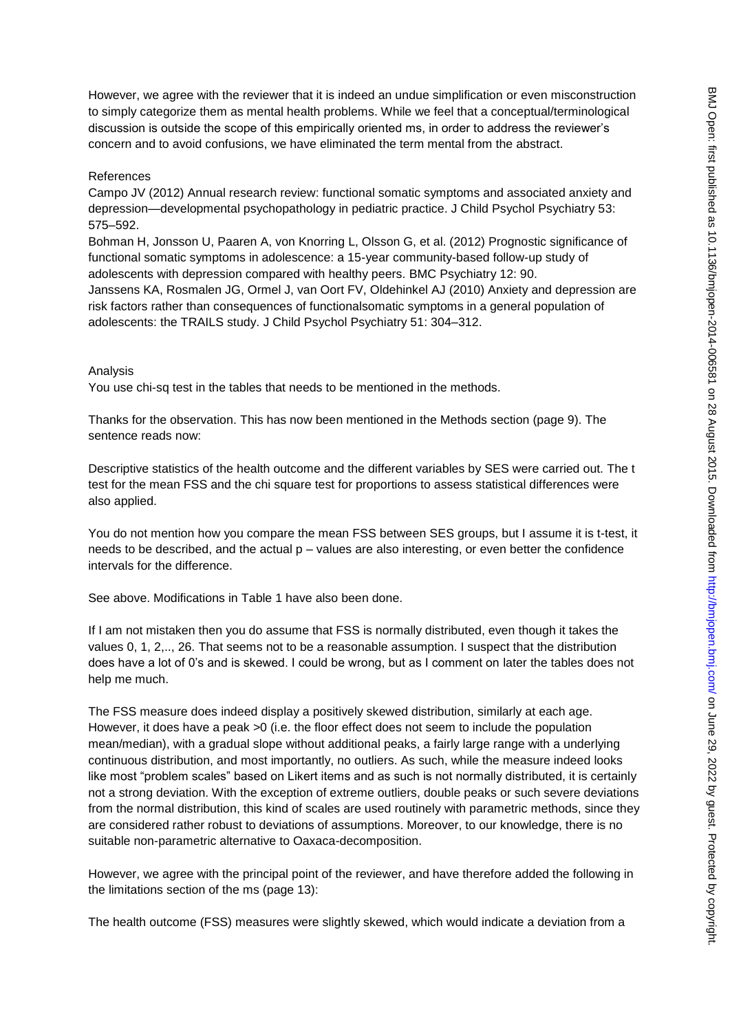However, we agree with the reviewer that it is indeed an undue simplification or even misconstruction to simply categorize them as mental health problems. While we feel that a conceptual/terminological discussion is outside the scope of this empirically oriented ms, in order to address the reviewer's concern and to avoid confusions, we have eliminated the term mental from the abstract.

References

Campo JV (2012) Annual research review: functional somatic symptoms and associated anxiety and depression—developmental psychopathology in pediatric practice. J Child Psychol Psychiatry 53: 575–592.

Bohman H, Jonsson U, Paaren A, von Knorring L, Olsson G, et al. (2012) Prognostic significance of functional somatic symptoms in adolescence: a 15-year community-based follow-up study of adolescents with depression compared with healthy peers. BMC Psychiatry 12: 90.

Janssens KA, Rosmalen JG, Ormel J, van Oort FV, Oldehinkel AJ (2010) Anxiety and depression are risk factors rather than consequences of functionalsomatic symptoms in a general population of adolescents: the TRAILS study. J Child Psychol Psychiatry 51: 304–312.

Analysis

You use chi-sq test in the tables that needs to be mentioned in the methods.

Thanks for the observation. This has now been mentioned in the Methods section (page 9). The sentence reads now:

Descriptive statistics of the health outcome and the different variables by SES were carried out. The t test for the mean FSS and the chi square test for proportions to assess statistical differences were also applied.

You do not mention how you compare the mean FSS between SES groups, but I assume it is t-test, it needs to be described, and the actual p – values are also interesting, or even better the confidence intervals for the difference.

See above. Modifications in Table 1 have also been done.

If I am not mistaken then you do assume that FSS is normally distributed, even though it takes the values 0, 1, 2,.., 26. That seems not to be a reasonable assumption. I suspect that the distribution does have a lot of 0's and is skewed. I could be wrong, but as I comment on later the tables does not help me much.

The FSS measure does indeed display a positively skewed distribution, similarly at each age. However, it does have a peak >0 (i.e. the floor effect does not seem to include the population mean/median), with a gradual slope without additional peaks, a fairly large range with a underlying continuous distribution, and most importantly, no outliers. As such, while the measure indeed looks like most "problem scales" based on Likert items and as such is not normally distributed, it is certainly not a strong deviation. With the exception of extreme outliers, double peaks or such severe deviations from the normal distribution, this kind of scales are used routinely with parametric methods, since they are considered rather robust to deviations of assumptions. Moreover, to our knowledge, there is no suitable non-parametric alternative to Oaxaca-decomposition.

However, we agree with the principal point of the reviewer, and have therefore added the following in the limitations section of the ms (page 13):

The health outcome (FSS) measures were slightly skewed, which would indicate a deviation from a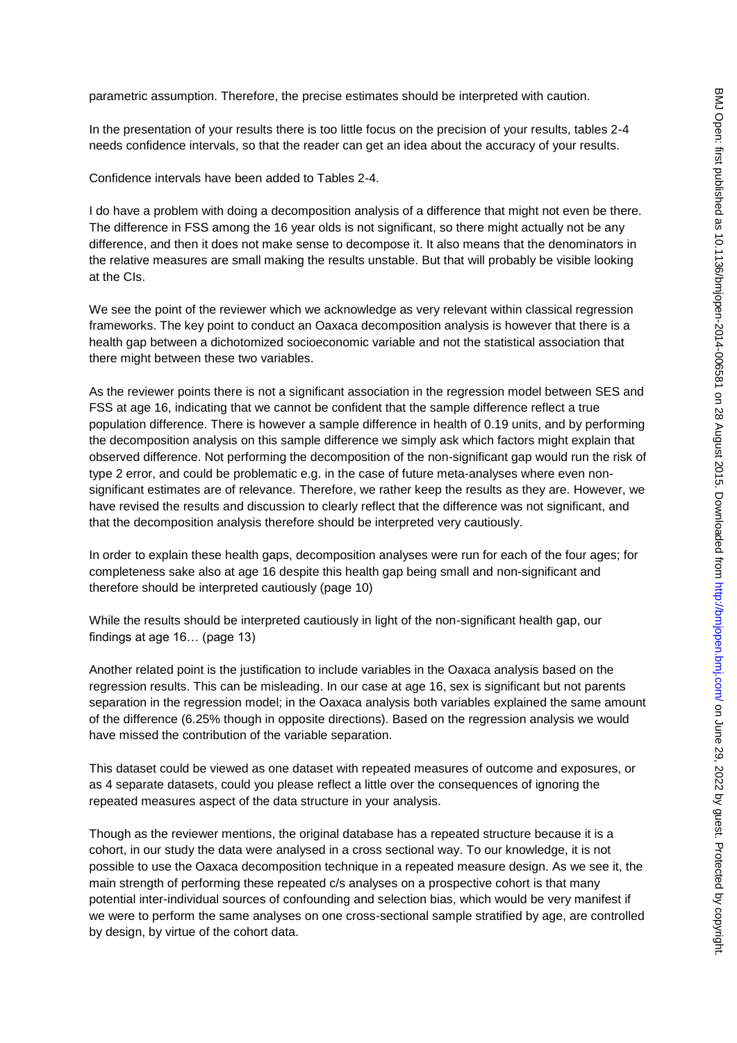parametric assumption. Therefore, the precise estimates should be interpreted with caution.

In the presentation of your results there is too little focus on the precision of your results, tables 2-4 needs confidence intervals, so that the reader can get an idea about the accuracy of your results.

Confidence intervals have been added to Tables 2-4.

I do have a problem with doing a decomposition analysis of a difference that might not even be there. The difference in FSS among the 16 year olds is not significant, so there might actually not be any difference, and then it does not make sense to decompose it. It also means that the denominators in the relative measures are small making the results unstable. But that will probably be visible looking at the CIs.

We see the point of the reviewer which we acknowledge as very relevant within classical regression frameworks. The key point to conduct an Oaxaca decomposition analysis is however that there is a health gap between a dichotomized socioeconomic variable and not the statistical association that there might between these two variables.

As the reviewer points there is not a significant association in the regression model between SES and FSS at age 16, indicating that we cannot be confident that the sample difference reflect a true population difference. There is however a sample difference in health of 0.19 units, and by performing the decomposition analysis on this sample difference we simply ask which factors might explain that observed difference. Not performing the decomposition of the non-significant gap would run the risk of type 2 error, and could be problematic e.g. in the case of future meta-analyses where even non-significant estimates are of relevance. Therefore, we rather keep the results as they are. However, we have revised the results and discussion to clearly reflect that the difference was not significant, and that the decomposition analysis therefore should be interpreted very cautiously.

In order to explain these health gaps, decomposition analyses were run for each of the four ages; for completeness sake also at age 16 despite this health gap being small and non-significant and therefore should be interpreted cautiously (page 10)

While the results should be interpreted cautiously in light of the non-significant health gap, our findings at age 16… (page 13)

Another related point is the justification to include variables in the Oaxaca analysis based on the regression results. This can be misleading. In our case at age 16, sex is significant but not parents separation in the regression model; in the Oaxaca analysis both variables explained the same amount of the difference (6.25% though in opposite directions). Based on the regression analysis we would have missed the contribution of the variable separation.

This dataset could be viewed as one dataset with repeated measures of outcome and exposures, or as 4 separate datasets, could you please reflect a little over the consequences of ignoring the repeated measures aspect of the data structure in your analysis.

Though as the reviewer mentions, the original database has a repeated structure because it is a cohort, in our study the data were analysed in a cross sectional way. To our knowledge, it is not possible to use the Oaxaca decomposition technique in a repeated measure design. As we see it, the main strength of performing these repeated c/s analyses on a prospective cohort is that many potential inter-individual sources of confounding and selection bias, which would be very manifest if we were to perform the same analyses on one cross-sectional sample stratified by age, are controlled by design, by virtue of the cohort data.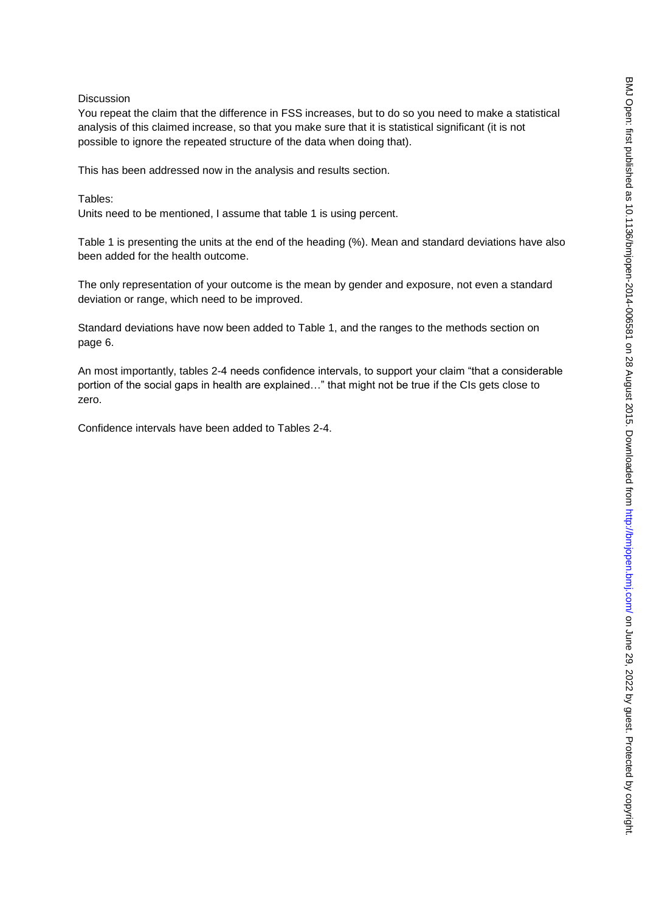Discussion

You repeat the claim that the difference in FSS increases, but to do so you need to make a statistical analysis of this claimed increase, so that you make sure that it is statistical significant (it is not possible to ignore the repeated structure of the data when doing that).

This has been addressed now in the analysis and results section.

Tables:

Units need to be mentioned, I assume that table 1 is using percent.

Table 1 is presenting the units at the end of the heading (%). Mean and standard deviations have also been added for the health outcome.

The only representation of your outcome is the mean by gender and exposure, not even a standard deviation or range, which need to be improved.

Standard deviations have now been added to Table 1, and the ranges to the methods section on page 6.

An most importantly, tables 2-4 needs confidence intervals, to support your claim "that a considerable portion of the social gaps in health are explained…" that might not be true if the CIs gets close to zero.

Confidence intervals have been added to Tables 2-4.